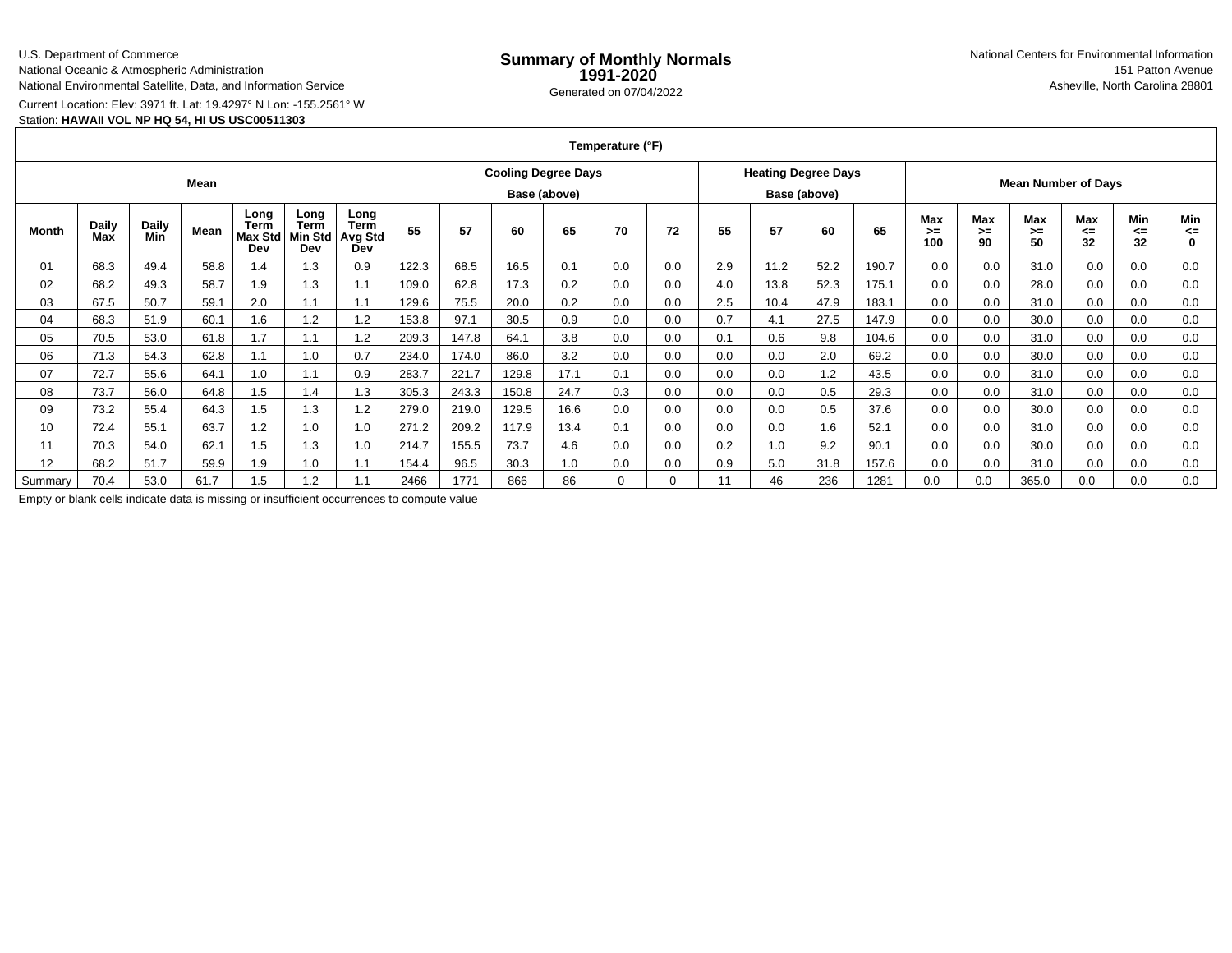U.S. Department of Commerce
National Oceanic & Atmospheric Administration
National Environmental Satellite, Data, and Information Service

# Summary of Monthly Normals 1991-2020

Generated on 07/04/2022

National Centers for Environmental Information
151 Patton Avenue
Asheville, North Carolina 28801

Current Location: Elev: 3971 ft. Lat: 19.4297° N Lon: -155.2561° W
Station: **HAWAII VOL NP HQ 54, HI US USC00511303**

| Temperature (°F) | | | | | | | | | | | | | | | | | | | | | | | |
|---|---|---|---|---|---|---|---|---|---|---|---|---|---|---|---|---|---|---|---|---|---|---|---|
| Mean | | | | | | | Cooling Degree Days | | | | | | Heating Degree Days | | | | Mean Number of Days | | | | | | |
| | | | | | | | Base (above) | | | | | | Base (above) | | | | | | | | | | |
| Month | Daily Max | Daily Min | Mean | Long Term Max Std Dev | Long Term Min Std Dev | Long Term Avg Std Dev | 55 | 57 | 60 | 65 | 70 | 72 | 55 | 57 | 60 | 65 | Max >= 100 | Max >= 90 | Max >= 50 | Max <= 32 | Min <= 32 | Min <= 0 |
| 01 | 68.3 | 49.4 | 58.8 | 1.4 | 1.3 | 0.9 | 122.3 | 68.5 | 16.5 | 0.1 | 0.0 | 0.0 | 2.9 | 11.2 | 52.2 | 190.7 | 0.0 | 0.0 | 31.0 | 0.0 | 0.0 | 0.0 |
| 02 | 68.2 | 49.3 | 58.7 | 1.9 | 1.3 | 1.1 | 109.0 | 62.8 | 17.3 | 0.2 | 0.0 | 0.0 | 4.0 | 13.8 | 52.3 | 175.1 | 0.0 | 0.0 | 28.0 | 0.0 | 0.0 | 0.0 |
| 03 | 67.5 | 50.7 | 59.1 | 2.0 | 1.1 | 1.1 | 129.6 | 75.5 | 20.0 | 0.2 | 0.0 | 0.0 | 2.5 | 10.4 | 47.9 | 183.1 | 0.0 | 0.0 | 31.0 | 0.0 | 0.0 | 0.0 |
| 04 | 68.3 | 51.9 | 60.1 | 1.6 | 1.2 | 1.2 | 153.8 | 97.1 | 30.5 | 0.9 | 0.0 | 0.0 | 0.7 | 4.1 | 27.5 | 147.9 | 0.0 | 0.0 | 30.0 | 0.0 | 0.0 | 0.0 |
| 05 | 70.5 | 53.0 | 61.8 | 1.7 | 1.1 | 1.2 | 209.3 | 147.8 | 64.1 | 3.8 | 0.0 | 0.0 | 0.1 | 0.6 | 9.8 | 104.6 | 0.0 | 0.0 | 31.0 | 0.0 | 0.0 | 0.0 |
| 06 | 71.3 | 54.3 | 62.8 | 1.1 | 1.0 | 0.7 | 234.0 | 174.0 | 86.0 | 3.2 | 0.0 | 0.0 | 0.0 | 0.0 | 2.0 | 69.2 | 0.0 | 0.0 | 30.0 | 0.0 | 0.0 | 0.0 |
| 07 | 72.7 | 55.6 | 64.1 | 1.0 | 1.1 | 0.9 | 283.7 | 221.7 | 129.8 | 17.1 | 0.1 | 0.0 | 0.0 | 0.0 | 1.2 | 43.5 | 0.0 | 0.0 | 31.0 | 0.0 | 0.0 | 0.0 |
| 08 | 73.7 | 56.0 | 64.8 | 1.5 | 1.4 | 1.3 | 305.3 | 243.3 | 150.8 | 24.7 | 0.3 | 0.0 | 0.0 | 0.0 | 0.5 | 29.3 | 0.0 | 0.0 | 31.0 | 0.0 | 0.0 | 0.0 |
| 09 | 73.2 | 55.4 | 64.3 | 1.5 | 1.3 | 1.2 | 279.0 | 219.0 | 129.5 | 16.6 | 0.0 | 0.0 | 0.0 | 0.0 | 0.5 | 37.6 | 0.0 | 0.0 | 30.0 | 0.0 | 0.0 | 0.0 |
| 10 | 72.4 | 55.1 | 63.7 | 1.2 | 1.0 | 1.0 | 271.2 | 209.2 | 117.9 | 13.4 | 0.1 | 0.0 | 0.0 | 0.0 | 1.6 | 52.1 | 0.0 | 0.0 | 31.0 | 0.0 | 0.0 | 0.0 |
| 11 | 70.3 | 54.0 | 62.1 | 1.5 | 1.3 | 1.0 | 214.7 | 155.5 | 73.7 | 4.6 | 0.0 | 0.0 | 0.2 | 1.0 | 9.2 | 90.1 | 0.0 | 0.0 | 30.0 | 0.0 | 0.0 | 0.0 |
| 12 | 68.2 | 51.7 | 59.9 | 1.9 | 1.0 | 1.1 | 154.4 | 96.5 | 30.3 | 1.0 | 0.0 | 0.0 | 0.9 | 5.0 | 31.8 | 157.6 | 0.0 | 0.0 | 31.0 | 0.0 | 0.0 | 0.0 |
| Summary | 70.4 | 53.0 | 61.7 | 1.5 | 1.2 | 1.1 | 2466 | 1771 | 866 | 86 | 0 | 0 | 11 | 46 | 236 | 1281 | 0.0 | 0.0 | 365.0 | 0.0 | 0.0 | 0.0 |

Empty or blank cells indicate data is missing or insufficient occurrences to compute value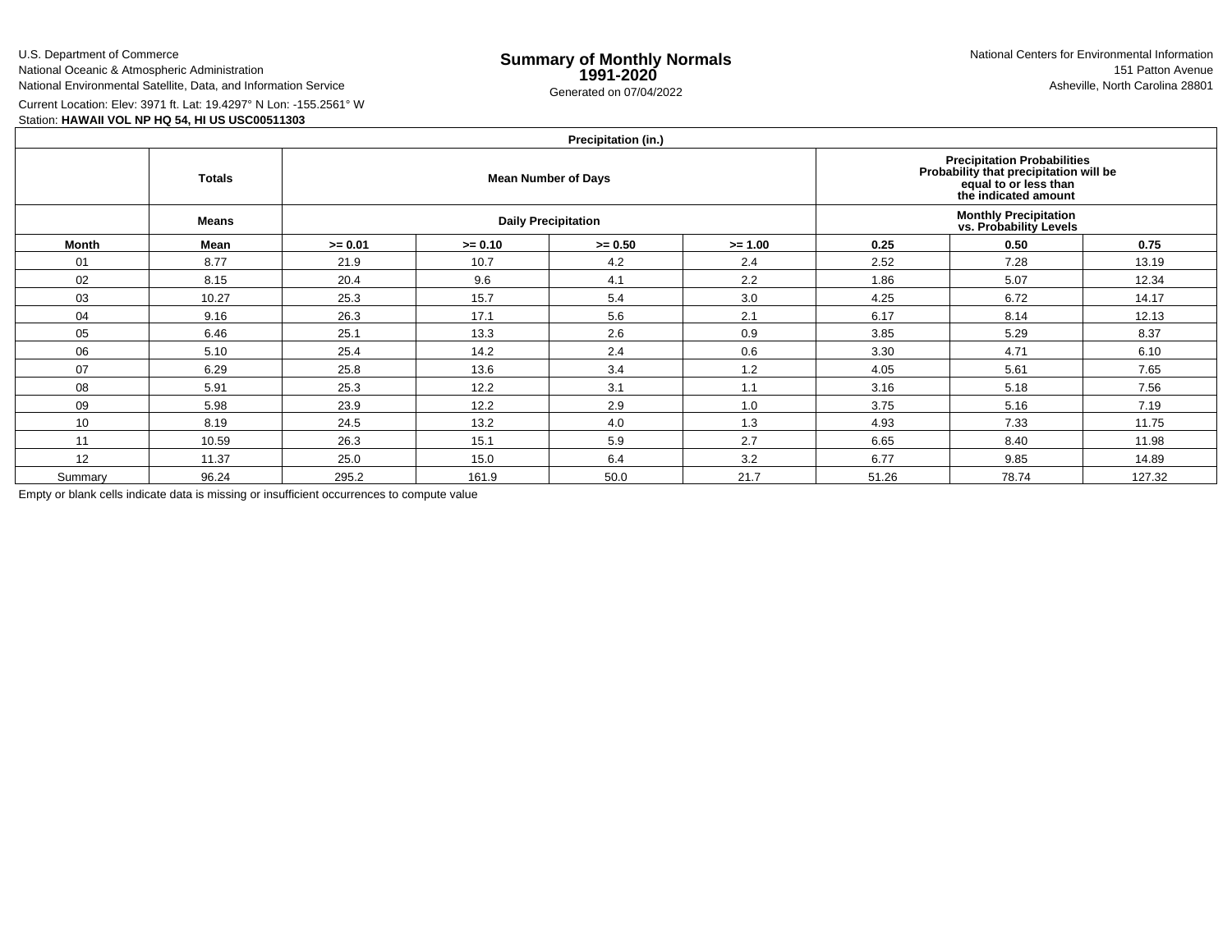U.S. Department of Commerce
National Oceanic & Atmospheric Administration
National Environmental Satellite, Data, and Information Service

# Summary of Monthly Normals 1991-2020

Generated on 07/04/2022

National Centers for Environmental Information
151 Patton Avenue
Asheville, North Carolina 28801

Current Location: Elev: 3971 ft. Lat: 19.4297° N Lon: -155.2561° W
Station: **HAWAII VOL NP HQ 54, HI US USC00511303**

| Precipitation (in.) | | | | | | | | |
|---|---|---|---|---|---|---|---|---|
| | **Totals** | **Mean Number of Days** | | | | **Precipitation Probabilities Probability that precipitation will be equal to or less than the indicated amount** | | |
| | **Means** | **Daily Precipitation** | | | | **Monthly Precipitation vs. Probability Levels** | | |
| **Month** | **Mean** | **>= 0.01** | **>= 0.10** | **>= 0.50** | **>= 1.00** | **0.25** | **0.50** | **0.75** |
| 01 | 8.77 | 21.9 | 10.7 | 4.2 | 2.4 | 2.52 | 7.28 | 13.19 |
| 02 | 8.15 | 20.4 | 9.6 | 4.1 | 2.2 | 1.86 | 5.07 | 12.34 |
| 03 | 10.27 | 25.3 | 15.7 | 5.4 | 3.0 | 4.25 | 6.72 | 14.17 |
| 04 | 9.16 | 26.3 | 17.1 | 5.6 | 2.1 | 6.17 | 8.14 | 12.13 |
| 05 | 6.46 | 25.1 | 13.3 | 2.6 | 0.9 | 3.85 | 5.29 | 8.37 |
| 06 | 5.10 | 25.4 | 14.2 | 2.4 | 0.6 | 3.30 | 4.71 | 6.10 |
| 07 | 6.29 | 25.8 | 13.6 | 3.4 | 1.2 | 4.05 | 5.61 | 7.65 |
| 08 | 5.91 | 25.3 | 12.2 | 3.1 | 1.1 | 3.16 | 5.18 | 7.56 |
| 09 | 5.98 | 23.9 | 12.2 | 2.9 | 1.0 | 3.75 | 5.16 | 7.19 |
| 10 | 8.19 | 24.5 | 13.2 | 4.0 | 1.3 | 4.93 | 7.33 | 11.75 |
| 11 | 10.59 | 26.3 | 15.1 | 5.9 | 2.7 | 6.65 | 8.40 | 11.98 |
| 12 | 11.37 | 25.0 | 15.0 | 6.4 | 3.2 | 6.77 | 9.85 | 14.89 |
| Summary | 96.24 | 295.2 | 161.9 | 50.0 | 21.7 | 51.26 | 78.74 | 127.32 |

Empty or blank cells indicate data is missing or insufficient occurrences to compute value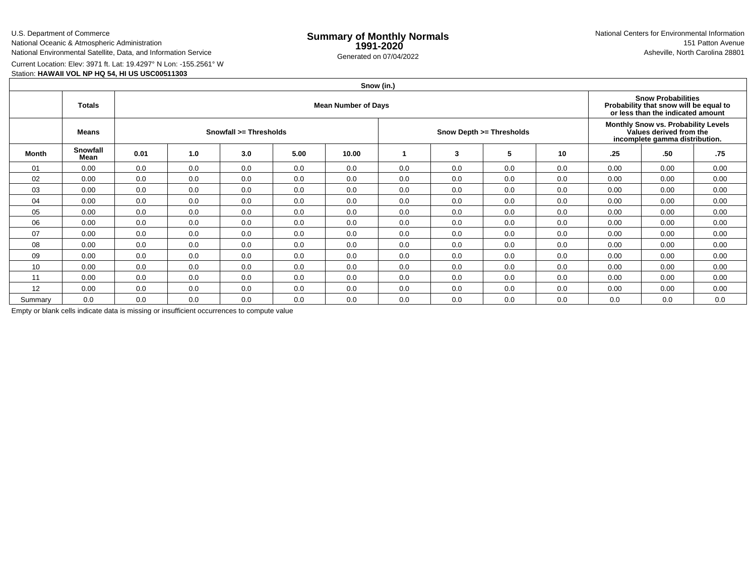U.S. Department of Commerce
National Oceanic & Atmospheric Administration
National Environmental Satellite, Data, and Information Service

# Summary of Monthly Normals
## 1991-2020

Generated on 07/04/2022

National Centers for Environmental Information
151 Patton Avenue
Asheville, North Carolina 28801

Current Location: Elev: 3971 ft. Lat: 19.4297° N Lon: -155.2561° W
Station: **HAWAII VOL NP HQ 54, HI US USC00511303**

| Snow (in.) | | | | | | | | | | | | |
|---|---|---|---|---|---|---|---|---|---|---|---|---|
| | **Totals** | **Mean Number of Days** | | | | | | | | | **Snow Probabilities Probability that snow will be equal to or less than the indicated amount** | | |
| | **Means** | **Snowfall >= Thresholds** | | | | | **Snow Depth >= Thresholds** | | | | **Monthly Snow vs. Probability Levels Values derived from the incomplete gamma distribution.** | | |
| **Month** | **Snowfall Mean** | **0.01** | **1.0** | **3.0** | **5.00** | **10.00** | **1** | **3** | **5** | **10** | **.25** | **.50** | **.75** |
| 01 | 0.00 | 0.0 | 0.0 | 0.0 | 0.0 | 0.0 | 0.0 | 0.0 | 0.0 | 0.0 | 0.00 | 0.00 | 0.00 |
| 02 | 0.00 | 0.0 | 0.0 | 0.0 | 0.0 | 0.0 | 0.0 | 0.0 | 0.0 | 0.0 | 0.00 | 0.00 | 0.00 |
| 03 | 0.00 | 0.0 | 0.0 | 0.0 | 0.0 | 0.0 | 0.0 | 0.0 | 0.0 | 0.0 | 0.00 | 0.00 | 0.00 |
| 04 | 0.00 | 0.0 | 0.0 | 0.0 | 0.0 | 0.0 | 0.0 | 0.0 | 0.0 | 0.0 | 0.00 | 0.00 | 0.00 |
| 05 | 0.00 | 0.0 | 0.0 | 0.0 | 0.0 | 0.0 | 0.0 | 0.0 | 0.0 | 0.0 | 0.00 | 0.00 | 0.00 |
| 06 | 0.00 | 0.0 | 0.0 | 0.0 | 0.0 | 0.0 | 0.0 | 0.0 | 0.0 | 0.0 | 0.00 | 0.00 | 0.00 |
| 07 | 0.00 | 0.0 | 0.0 | 0.0 | 0.0 | 0.0 | 0.0 | 0.0 | 0.0 | 0.0 | 0.00 | 0.00 | 0.00 |
| 08 | 0.00 | 0.0 | 0.0 | 0.0 | 0.0 | 0.0 | 0.0 | 0.0 | 0.0 | 0.0 | 0.00 | 0.00 | 0.00 |
| 09 | 0.00 | 0.0 | 0.0 | 0.0 | 0.0 | 0.0 | 0.0 | 0.0 | 0.0 | 0.0 | 0.00 | 0.00 | 0.00 |
| 10 | 0.00 | 0.0 | 0.0 | 0.0 | 0.0 | 0.0 | 0.0 | 0.0 | 0.0 | 0.0 | 0.00 | 0.00 | 0.00 |
| 11 | 0.00 | 0.0 | 0.0 | 0.0 | 0.0 | 0.0 | 0.0 | 0.0 | 0.0 | 0.0 | 0.00 | 0.00 | 0.00 |
| 12 | 0.00 | 0.0 | 0.0 | 0.0 | 0.0 | 0.0 | 0.0 | 0.0 | 0.0 | 0.0 | 0.00 | 0.00 | 0.00 |
| Summary | 0.0 | 0.0 | 0.0 | 0.0 | 0.0 | 0.0 | 0.0 | 0.0 | 0.0 | 0.0 | 0.0 | 0.0 | 0.0 |

Empty or blank cells indicate data is missing or insufficient occurrences to compute value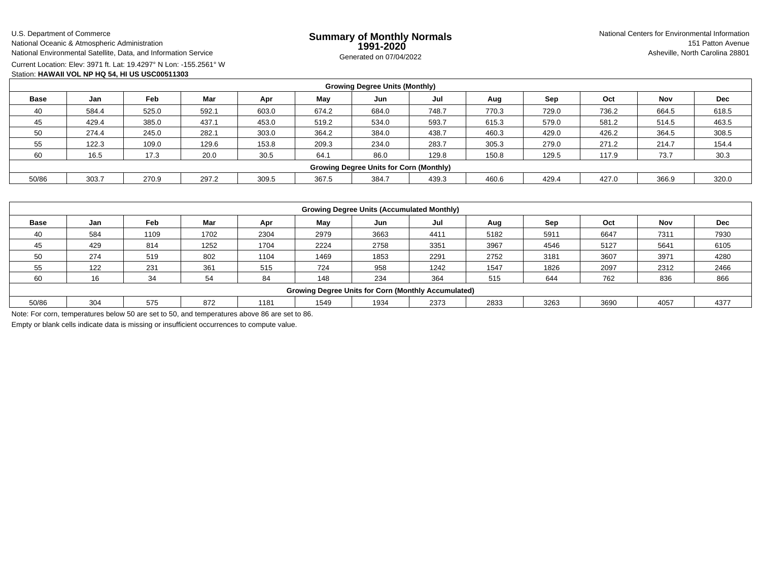U.S. Department of Commerce
National Oceanic & Atmospheric Administration
National Environmental Satellite, Data, and Information Service

# Summary of Monthly Normals 1991-2020

Generated on 07/04/2022

National Centers for Environmental Information
151 Patton Avenue
Asheville, North Carolina 28801

Current Location: Elev: 3971 ft. Lat: 19.4297° N Lon: -155.2561° W
Station: **HAWAII VOL NP HQ 54, HI US USC00511303**

| Growing Degree Units (Monthly) | | | | | | | | | | | | |
|---|---|---|---|---|---|---|---|---|---|---|---|---|
| **Base** | **Jan** | **Feb** | **Mar** | **Apr** | **May** | **Jun** | **Jul** | **Aug** | **Sep** | **Oct** | **Nov** | **Dec** |
| 40 | 584.4 | 525.0 | 592.1 | 603.0 | 674.2 | 684.0 | 748.7 | 770.3 | 729.0 | 736.2 | 664.5 | 618.5 |
| 45 | 429.4 | 385.0 | 437.1 | 453.0 | 519.2 | 534.0 | 593.7 | 615.3 | 579.0 | 581.2 | 514.5 | 463.5 |
| 50 | 274.4 | 245.0 | 282.1 | 303.0 | 364.2 | 384.0 | 438.7 | 460.3 | 429.0 | 426.2 | 364.5 | 308.5 |
| 55 | 122.3 | 109.0 | 129.6 | 153.8 | 209.3 | 234.0 | 283.7 | 305.3 | 279.0 | 271.2 | 214.7 | 154.4 |
| 60 | 16.5 | 17.3 | 20.0 | 30.5 | 64.1 | 86.0 | 129.8 | 150.8 | 129.5 | 117.9 | 73.7 | 30.3 |
| **Growing Degree Units for Corn (Monthly)** | | | | | | | | | | | | |
| 50/86 | 303.7 | 270.9 | 297.2 | 309.5 | 367.5 | 384.7 | 439.3 | 460.6 | 429.4 | 427.0 | 366.9 | 320.0 |

| Growing Degree Units (Accumulated Monthly) | | | | | | | | | | | | |
|---|---|---|---|---|---|---|---|---|---|---|---|---|
| **Base** | **Jan** | **Feb** | **Mar** | **Apr** | **May** | **Jun** | **Jul** | **Aug** | **Sep** | **Oct** | **Nov** | **Dec** |
| 40 | 584 | 1109 | 1702 | 2304 | 2979 | 3663 | 4411 | 5182 | 5911 | 6647 | 7311 | 7930 |
| 45 | 429 | 814 | 1252 | 1704 | 2224 | 2758 | 3351 | 3967 | 4546 | 5127 | 5641 | 6105 |
| 50 | 274 | 519 | 802 | 1104 | 1469 | 1853 | 2291 | 2752 | 3181 | 3607 | 3971 | 4280 |
| 55 | 122 | 231 | 361 | 515 | 724 | 958 | 1242 | 1547 | 1826 | 2097 | 2312 | 2466 |
| 60 | 16 | 34 | 54 | 84 | 148 | 234 | 364 | 515 | 644 | 762 | 836 | 866 |
| **Growing Degree Units for Corn (Monthly Accumulated)** | | | | | | | | | | | | |
| 50/86 | 304 | 575 | 872 | 1181 | 1549 | 1934 | 2373 | 2833 | 3263 | 3690 | 4057 | 4377 |

Note: For corn, temperatures below 50 are set to 50, and temperatures above 86 are set to 86.

Empty or blank cells indicate data is missing or insufficient occurrences to compute value.